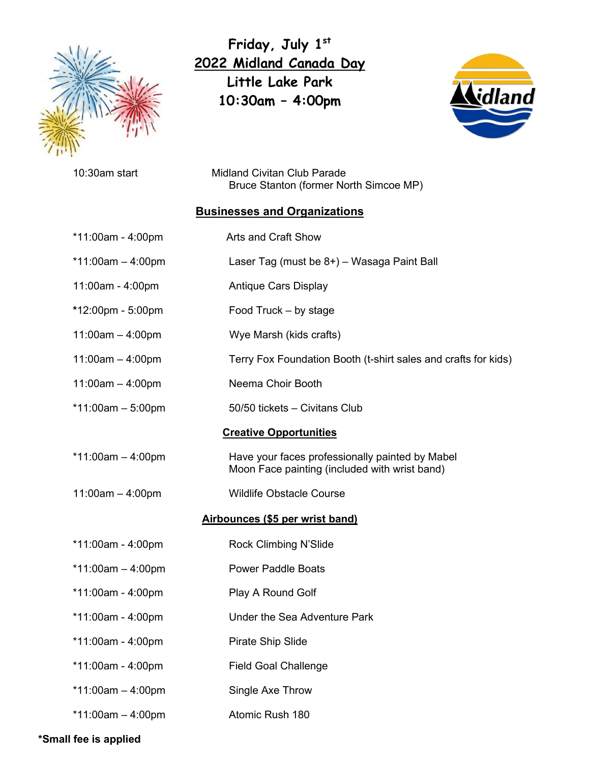# Friday, July 1st

## 2022 Midland Canada Day

## Little Lake Park

## 10:30am – 4:00pm

| | |
|---|---|
| 10:30am start | Midland Civitan Club Parade<br>Bruce Stanton (former North Simcoe MP) |

### Businesses and Organizations

| | |
|---|---|
| *11:00am - 4:00pm | Arts and Craft Show |
| *11:00am – 4:00pm | Laser Tag (must be 8+) – Wasaga Paint Ball |
| 11:00am - 4:00pm | Antique Cars Display |
| *12:00pm - 5:00pm | Food Truck – by stage |
| 11:00am – 4:00pm | Wye Marsh (kids crafts) |
| 11:00am – 4:00pm | Terry Fox Foundation Booth (t-shirt sales and crafts for kids) |
| 11:00am – 4:00pm | Neema Choir Booth |
| *11:00am – 5:00pm | 50/50 tickets – Civitans Club |

### Creative Opportunities

| | |
|---|---|
| *11:00am – 4:00pm | Have your faces professionally painted by Mabel Moon Face painting (included with wrist band) |
| 11:00am – 4:00pm | Wildlife Obstacle Course |

### Airbounces ($5 per wrist band)

| | |
|---|---|
| *11:00am - 4:00pm | Rock Climbing N'Slide |
| *11:00am – 4:00pm | Power Paddle Boats |
| *11:00am - 4:00pm | Play A Round Golf |
| *11:00am - 4:00pm | Under the Sea Adventure Park |
| *11:00am - 4:00pm | Pirate Ship Slide |
| *11:00am - 4:00pm | Field Goal Challenge |
| *11:00am – 4:00pm | Single Axe Throw |
| *11:00am – 4:00pm | Atomic Rush 180 |

**\*Small fee is applied**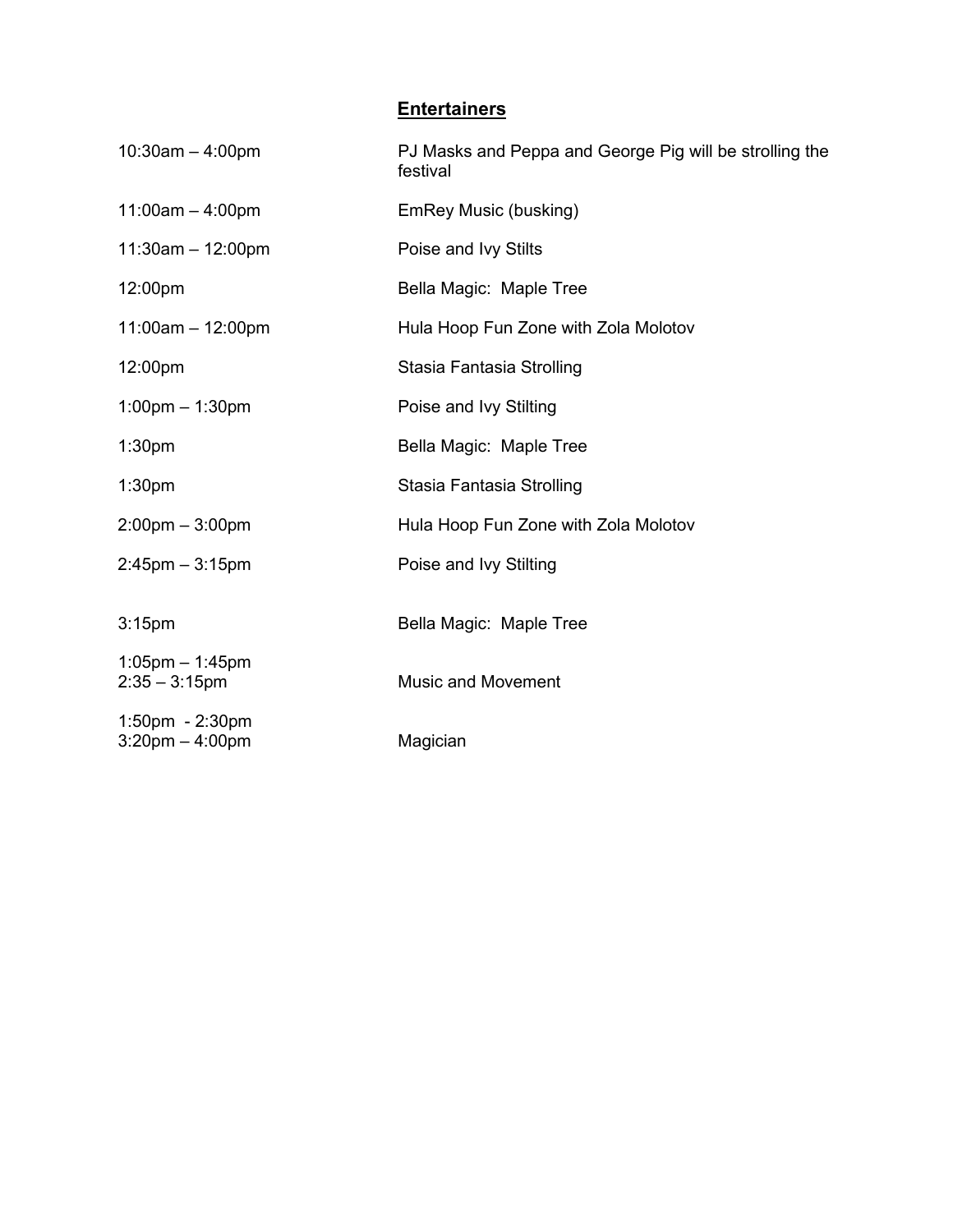## Entertainers

| Time | Entertainer |
| --- | --- |
| 10:30am – 4:00pm | PJ Masks and Peppa and George Pig will be strolling the festival |
| 11:00am – 4:00pm | EmRey Music (busking) |
| 11:30am – 12:00pm | Poise and Ivy Stilts |
| 12:00pm | Bella Magic: Maple Tree |
| 11:00am – 12:00pm | Hula Hoop Fun Zone with Zola Molotov |
| 12:00pm | Stasia Fantasia Strolling |
| 1:00pm – 1:30pm | Poise and Ivy Stilting |
| 1:30pm | Bella Magic: Maple Tree |
| 1:30pm | Stasia Fantasia Strolling |
| 2:00pm – 3:00pm | Hula Hoop Fun Zone with Zola Molotov |
| 2:45pm – 3:15pm | Poise and Ivy Stilting |
| 3:15pm | Bella Magic: Maple Tree |
| 1:05pm – 1:45pm<br>2:35 – 3:15pm | Music and Movement |
| 1:50pm - 2:30pm<br>3:20pm – 4:00pm | Magician |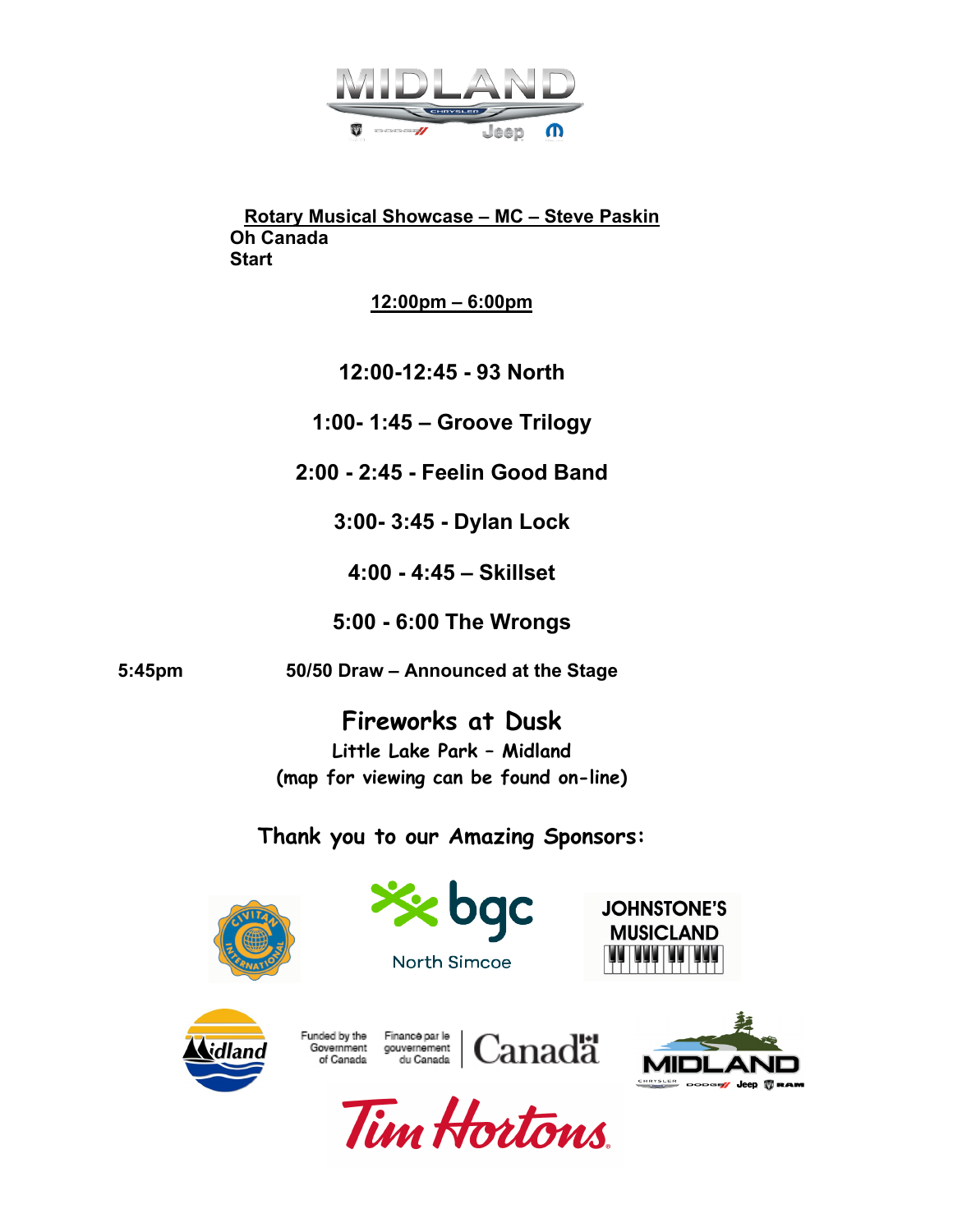**Rotary Musical Showcase – MC – Steve Paskin**

**Oh Canada**

**Start**

**12:00pm – 6:00pm**

**12:00-12:45 - 93 North**

**1:00- 1:45 – Groove Trilogy**

**2:00 - 2:45 - Feelin Good Band**

**3:00- 3:45 - Dylan Lock**

**4:00 - 4:45 – Skillset**

**5:00 - 6:00 The Wrongs**

**5:45pm** **50/50 Draw – Announced at the Stage**

## Fireworks at Dusk

Little Lake Park – Midland

(map for viewing can be found on-line)

**Thank you to our Amazing Sponsors:**